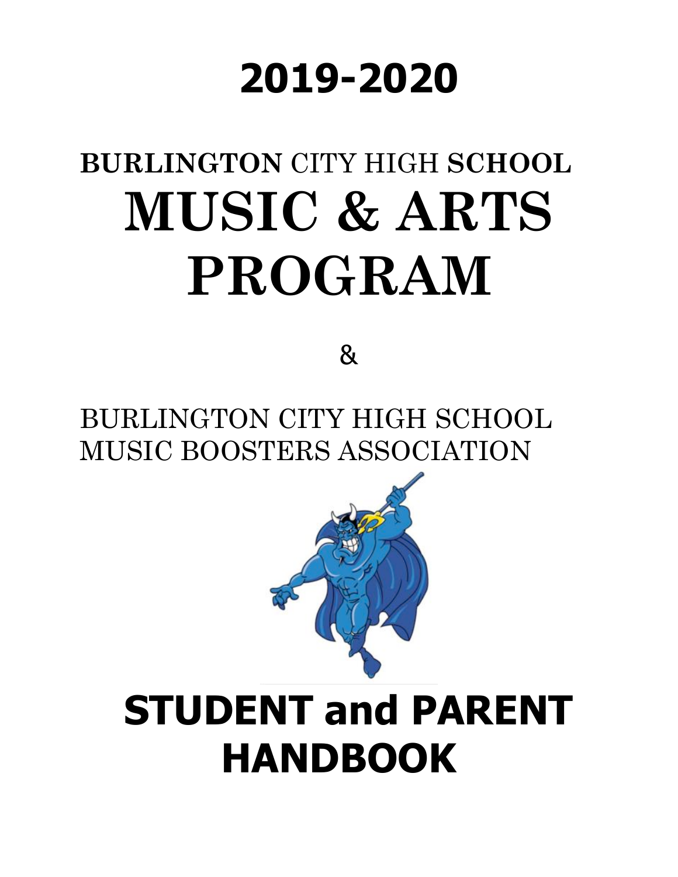# 2019-2020

## BURLINGTON CITY HIGH SCHOOL

# MUSIC & ARTS PROGRAM

&

## BURLINGTON CITY HIGH SCHOOL MUSIC BOOSTERS ASSOCIATION

# STUDENT and PARENT HANDBOOK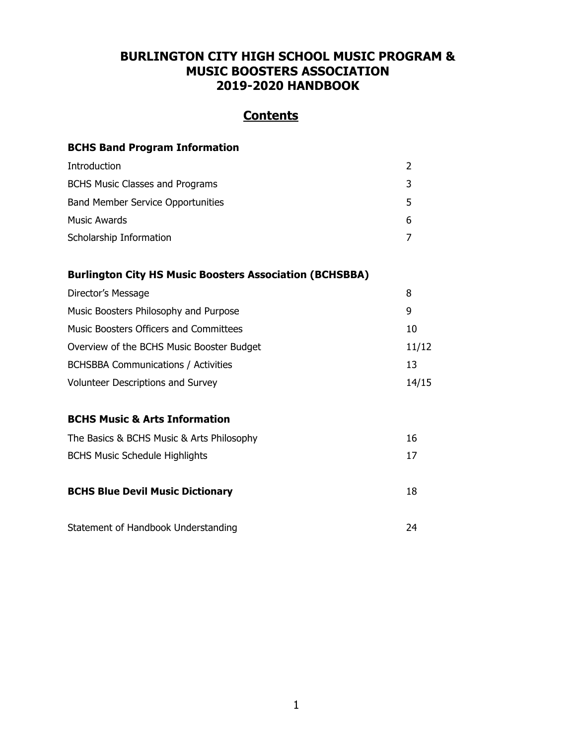# BURLINGTON CITY HIGH SCHOOL MUSIC PROGRAM & MUSIC BOOSTERS ASSOCIATION 2019-2020 HANDBOOK

## Contents

### BCHS Band Program Information

| | |
|---|---|
| Introduction | 2 |
| BCHS Music Classes and Programs | 3 |
| Band Member Service Opportunities | 5 |
| Music Awards | 6 |
| Scholarship Information | 7 |

### Burlington City HS Music Boosters Association (BCHSBBA)

| | |
|---|---|
| Director's Message | 8 |
| Music Boosters Philosophy and Purpose | 9 |
| Music Boosters Officers and Committees | 10 |
| Overview of the BCHS Music Booster Budget | 11/12 |
| BCHSBBA Communications / Activities | 13 |
| Volunteer Descriptions and Survey | 14/15 |

### BCHS Music & Arts Information

| | |
|---|---|
| The Basics & BCHS Music & Arts Philosophy | 16 |
| BCHS Music Schedule Highlights | 17 |

| | |
|---|---|
| **BCHS Blue Devil Music Dictionary** | 18 |
| Statement of Handbook Understanding | 24 |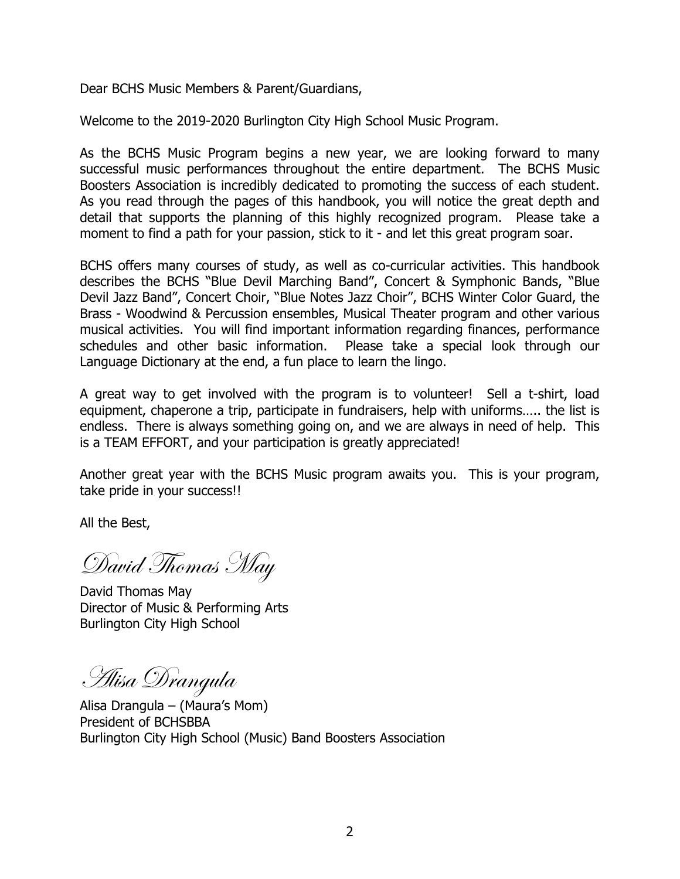Dear BCHS Music Members & Parent/Guardians,

Welcome to the 2019-2020 Burlington City High School Music Program.

As the BCHS Music Program begins a new year, we are looking forward to many successful music performances throughout the entire department. The BCHS Music Boosters Association is incredibly dedicated to promoting the success of each student. As you read through the pages of this handbook, you will notice the great depth and detail that supports the planning of this highly recognized program. Please take a moment to find a path for your passion, stick to it - and let this great program soar.

BCHS offers many courses of study, as well as co-curricular activities. This handbook describes the BCHS "Blue Devil Marching Band", Concert & Symphonic Bands, "Blue Devil Jazz Band", Concert Choir, "Blue Notes Jazz Choir", BCHS Winter Color Guard, the Brass - Woodwind & Percussion ensembles, Musical Theater program and other various musical activities. You will find important information regarding finances, performance schedules and other basic information. Please take a special look through our Language Dictionary at the end, a fun place to learn the lingo.

A great way to get involved with the program is to volunteer! Sell a t-shirt, load equipment, chaperone a trip, participate in fundraisers, help with uniforms….. the list is endless. There is always something going on, and we are always in need of help. This is a TEAM EFFORT, and your participation is greatly appreciated!

Another great year with the BCHS Music program awaits you. This is your program, take pride in your success!!

All the Best,

*David Thomas May*

David Thomas May
Director of Music & Performing Arts
Burlington City High School

*Alisa Drangula*

Alisa Drangula – (Maura's Mom)
President of BCHSBBA
Burlington City High School (Music) Band Boosters Association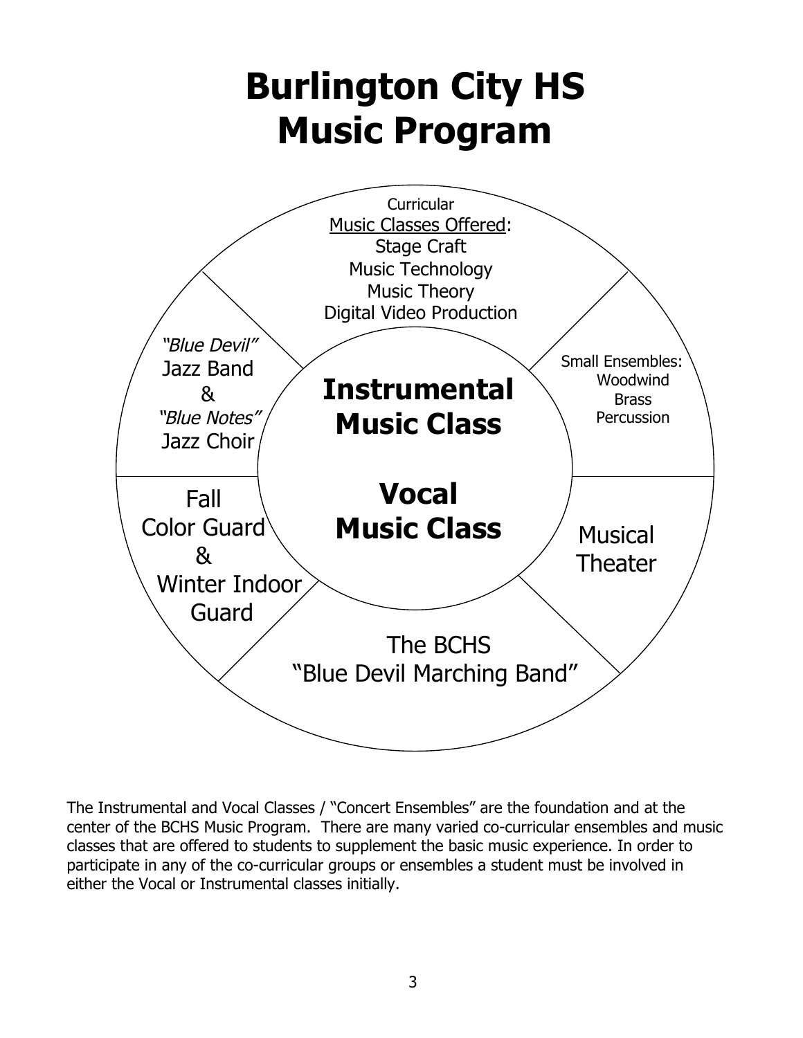# Burlington City HS Music Program

**Instrumental Music Class**

**Vocal Music Class**

Curricular
Music Classes Offered:
Stage Craft
Music Technology
Music Theory
Digital Video Production

Small Ensembles:
Woodwind
Brass
Percussion

Musical Theater

The BCHS "Blue Devil Marching Band"

Fall Color Guard & Winter Indoor Guard

*"Blue Devil"* Jazz Band & *"Blue Notes"* Jazz Choir

The Instrumental and Vocal Classes / "Concert Ensembles" are the foundation and at the center of the BCHS Music Program. There are many varied co-curricular ensembles and music classes that are offered to students to supplement the basic music experience. In order to participate in any of the co-curricular groups or ensembles a student must be involved in either the Vocal or Instrumental classes initially.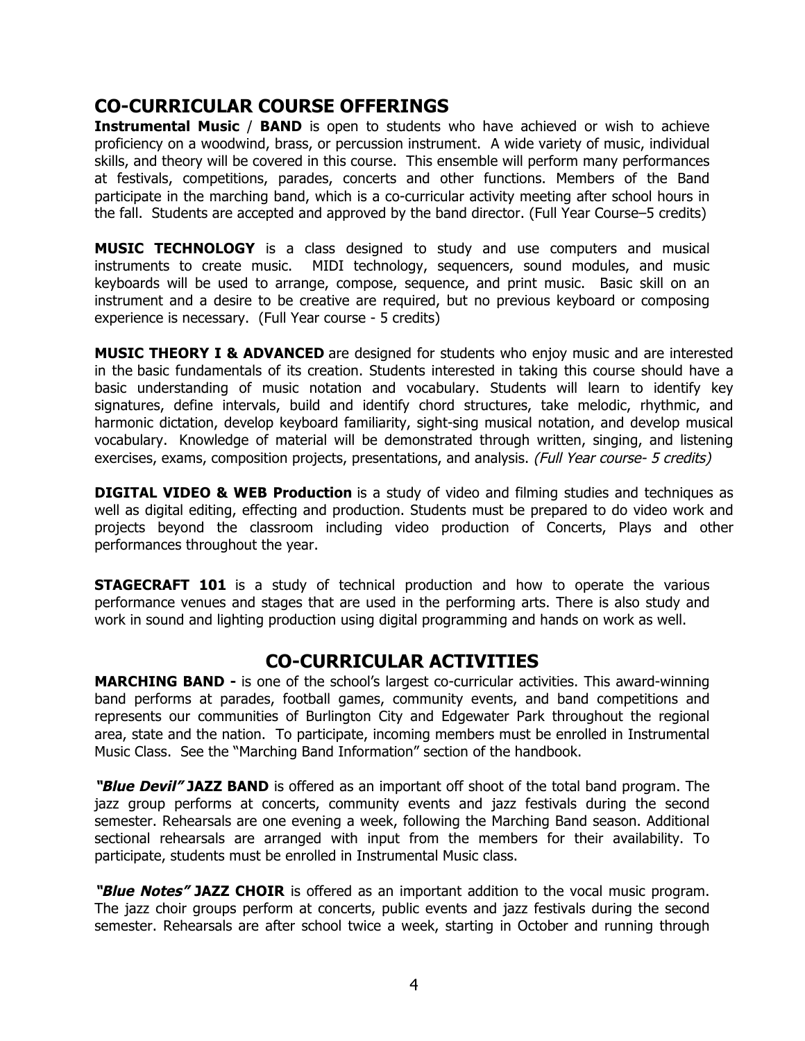## CO-CURRICULAR COURSE OFFERINGS

**Instrumental Music** / **BAND** is open to students who have achieved or wish to achieve proficiency on a woodwind, brass, or percussion instrument. A wide variety of music, individual skills, and theory will be covered in this course. This ensemble will perform many performances at festivals, competitions, parades, concerts and other functions. Members of the Band participate in the marching band, which is a co-curricular activity meeting after school hours in the fall. Students are accepted and approved by the band director. (Full Year Course–5 credits)

**MUSIC TECHNOLOGY** is a class designed to study and use computers and musical instruments to create music. MIDI technology, sequencers, sound modules, and music keyboards will be used to arrange, compose, sequence, and print music. Basic skill on an instrument and a desire to be creative are required, but no previous keyboard or composing experience is necessary. (Full Year course - 5 credits)

**MUSIC THEORY I & ADVANCED** are designed for students who enjoy music and are interested in the basic fundamentals of its creation. Students interested in taking this course should have a basic understanding of music notation and vocabulary. Students will learn to identify key signatures, define intervals, build and identify chord structures, take melodic, rhythmic, and harmonic dictation, develop keyboard familiarity, sight-sing musical notation, and develop musical vocabulary. Knowledge of material will be demonstrated through written, singing, and listening exercises, exams, composition projects, presentations, and analysis. *(Full Year course- 5 credits)*

**DIGITAL VIDEO & WEB Production** is a study of video and filming studies and techniques as well as digital editing, effecting and production. Students must be prepared to do video work and projects beyond the classroom including video production of Concerts, Plays and other performances throughout the year.

**STAGECRAFT 101** is a study of technical production and how to operate the various performance venues and stages that are used in the performing arts. There is also study and work in sound and lighting production using digital programming and hands on work as well.

## CO-CURRICULAR ACTIVITIES

**MARCHING BAND -** is one of the school's largest co-curricular activities. This award-winning band performs at parades, football games, community events, and band competitions and represents our communities of Burlington City and Edgewater Park throughout the regional area, state and the nation. To participate, incoming members must be enrolled in Instrumental Music Class. See the "Marching Band Information" section of the handbook.

***"Blue Devil"* JAZZ BAND** is offered as an important off shoot of the total band program. The jazz group performs at concerts, community events and jazz festivals during the second semester. Rehearsals are one evening a week, following the Marching Band season. Additional sectional rehearsals are arranged with input from the members for their availability. To participate, students must be enrolled in Instrumental Music class.

***"Blue Notes"* JAZZ CHOIR** is offered as an important addition to the vocal music program. The jazz choir groups perform at concerts, public events and jazz festivals during the second semester. Rehearsals are after school twice a week, starting in October and running through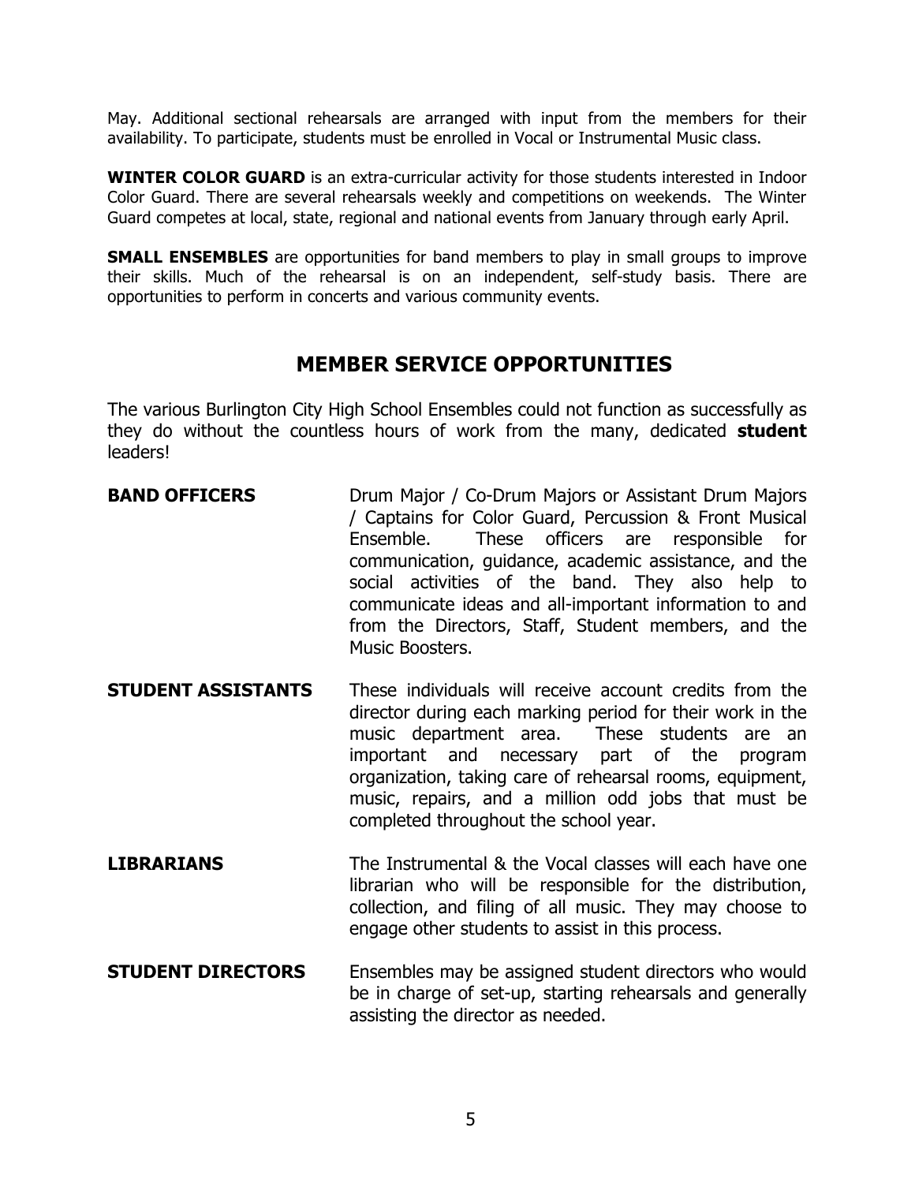May. Additional sectional rehearsals are arranged with input from the members for their availability. To participate, students must be enrolled in Vocal or Instrumental Music class.

**WINTER COLOR GUARD** is an extra-curricular activity for those students interested in Indoor Color Guard. There are several rehearsals weekly and competitions on weekends. The Winter Guard competes at local, state, regional and national events from January through early April.

**SMALL ENSEMBLES** are opportunities for band members to play in small groups to improve their skills. Much of the rehearsal is on an independent, self-study basis. There are opportunities to perform in concerts and various community events.

## MEMBER SERVICE OPPORTUNITIES

The various Burlington City High School Ensembles could not function as successfully as they do without the countless hours of work from the many, dedicated **student** leaders!

**BAND OFFICERS** Drum Major / Co-Drum Majors or Assistant Drum Majors / Captains for Color Guard, Percussion & Front Musical Ensemble. These officers are responsible for communication, guidance, academic assistance, and the social activities of the band. They also help to communicate ideas and all-important information to and from the Directors, Staff, Student members, and the Music Boosters.

**STUDENT ASSISTANTS** These individuals will receive account credits from the director during each marking period for their work in the music department area. These students are an important and necessary part of the program organization, taking care of rehearsal rooms, equipment, music, repairs, and a million odd jobs that must be completed throughout the school year.

**LIBRARIANS** The Instrumental & the Vocal classes will each have one librarian who will be responsible for the distribution, collection, and filing of all music. They may choose to engage other students to assist in this process.

**STUDENT DIRECTORS** Ensembles may be assigned student directors who would be in charge of set-up, starting rehearsals and generally assisting the director as needed.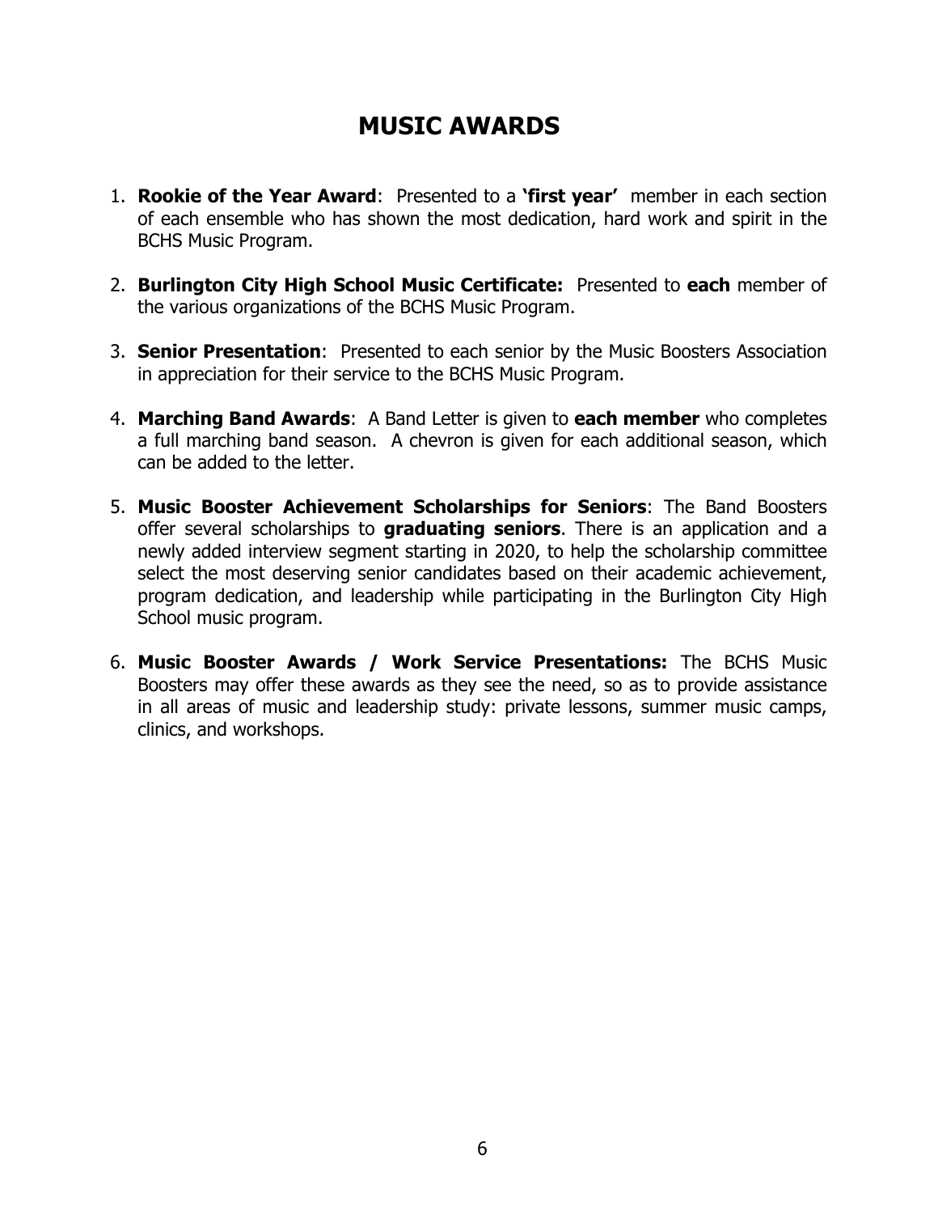# MUSIC AWARDS

1. **Rookie of the Year Award**: Presented to a **'first year'** member in each section of each ensemble who has shown the most dedication, hard work and spirit in the BCHS Music Program.

2. **Burlington City High School Music Certificate:** Presented to **each** member of the various organizations of the BCHS Music Program.

3. **Senior Presentation**: Presented to each senior by the Music Boosters Association in appreciation for their service to the BCHS Music Program.

4. **Marching Band Awards**: A Band Letter is given to **each member** who completes a full marching band season. A chevron is given for each additional season, which can be added to the letter.

5. **Music Booster Achievement Scholarships for Seniors**: The Band Boosters offer several scholarships to **graduating seniors**. There is an application and a newly added interview segment starting in 2020, to help the scholarship committee select the most deserving senior candidates based on their academic achievement, program dedication, and leadership while participating in the Burlington City High School music program.

6. **Music Booster Awards / Work Service Presentations:** The BCHS Music Boosters may offer these awards as they see the need, so as to provide assistance in all areas of music and leadership study: private lessons, summer music camps, clinics, and workshops.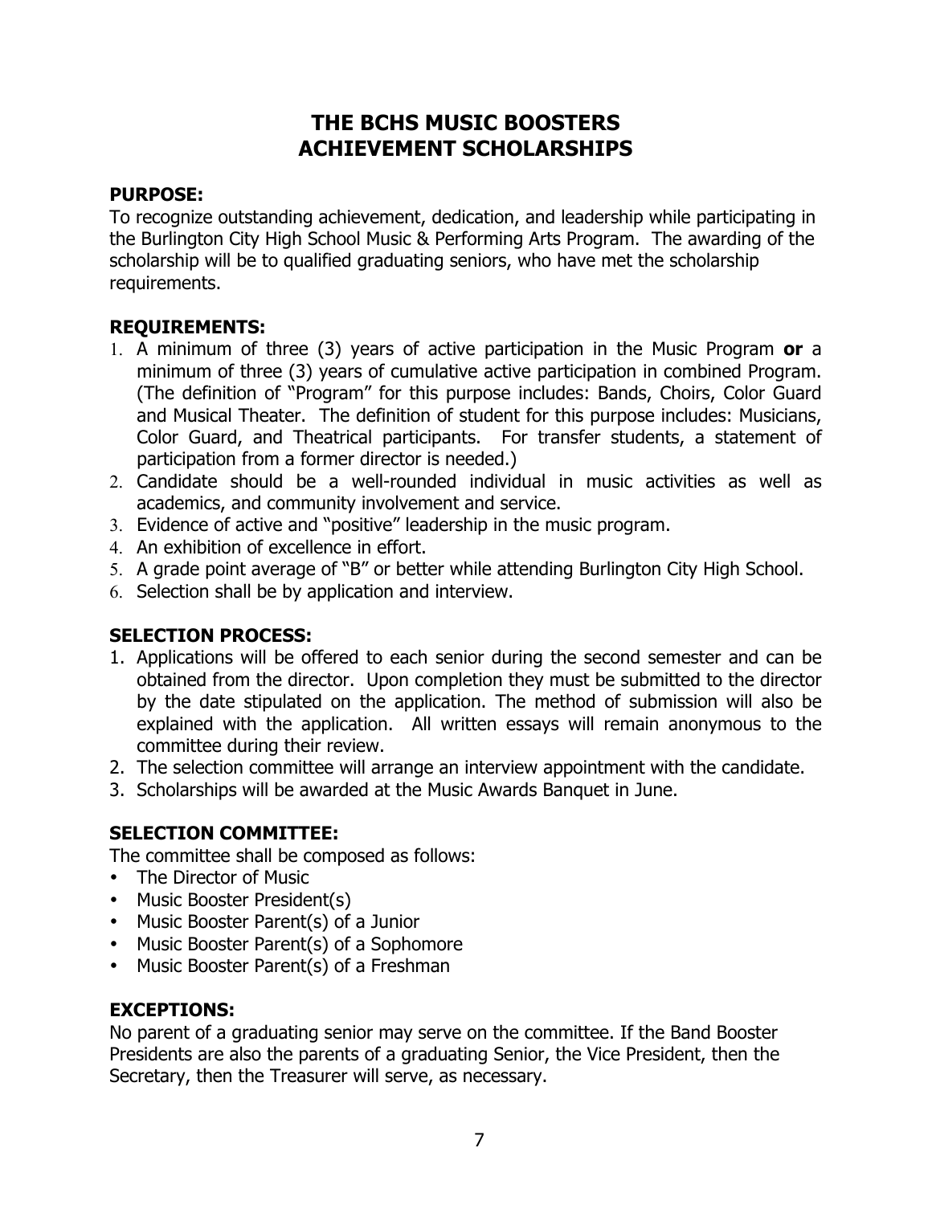# THE BCHS MUSIC BOOSTERS ACHIEVEMENT SCHOLARSHIPS

**PURPOSE:**

To recognize outstanding achievement, dedication, and leadership while participating in the Burlington City High School Music & Performing Arts Program. The awarding of the scholarship will be to qualified graduating seniors, who have met the scholarship requirements.

**REQUIREMENTS:**

1. A minimum of three (3) years of active participation in the Music Program **or** a minimum of three (3) years of cumulative active participation in combined Program. (The definition of "Program" for this purpose includes: Bands, Choirs, Color Guard and Musical Theater. The definition of student for this purpose includes: Musicians, Color Guard, and Theatrical participants. For transfer students, a statement of participation from a former director is needed.)
2. Candidate should be a well-rounded individual in music activities as well as academics, and community involvement and service.
3. Evidence of active and "positive" leadership in the music program.
4. An exhibition of excellence in effort.
5. A grade point average of "B" or better while attending Burlington City High School.
6. Selection shall be by application and interview.

**SELECTION PROCESS:**

1. Applications will be offered to each senior during the second semester and can be obtained from the director. Upon completion they must be submitted to the director by the date stipulated on the application. The method of submission will also be explained with the application. All written essays will remain anonymous to the committee during their review.
2. The selection committee will arrange an interview appointment with the candidate.
3. Scholarships will be awarded at the Music Awards Banquet in June.

**SELECTION COMMITTEE:**

The committee shall be composed as follows:

- The Director of Music
- Music Booster President(s)
- Music Booster Parent(s) of a Junior
- Music Booster Parent(s) of a Sophomore
- Music Booster Parent(s) of a Freshman

**EXCEPTIONS:**

No parent of a graduating senior may serve on the committee. If the Band Booster Presidents are also the parents of a graduating Senior, the Vice President, then the Secretary, then the Treasurer will serve, as necessary.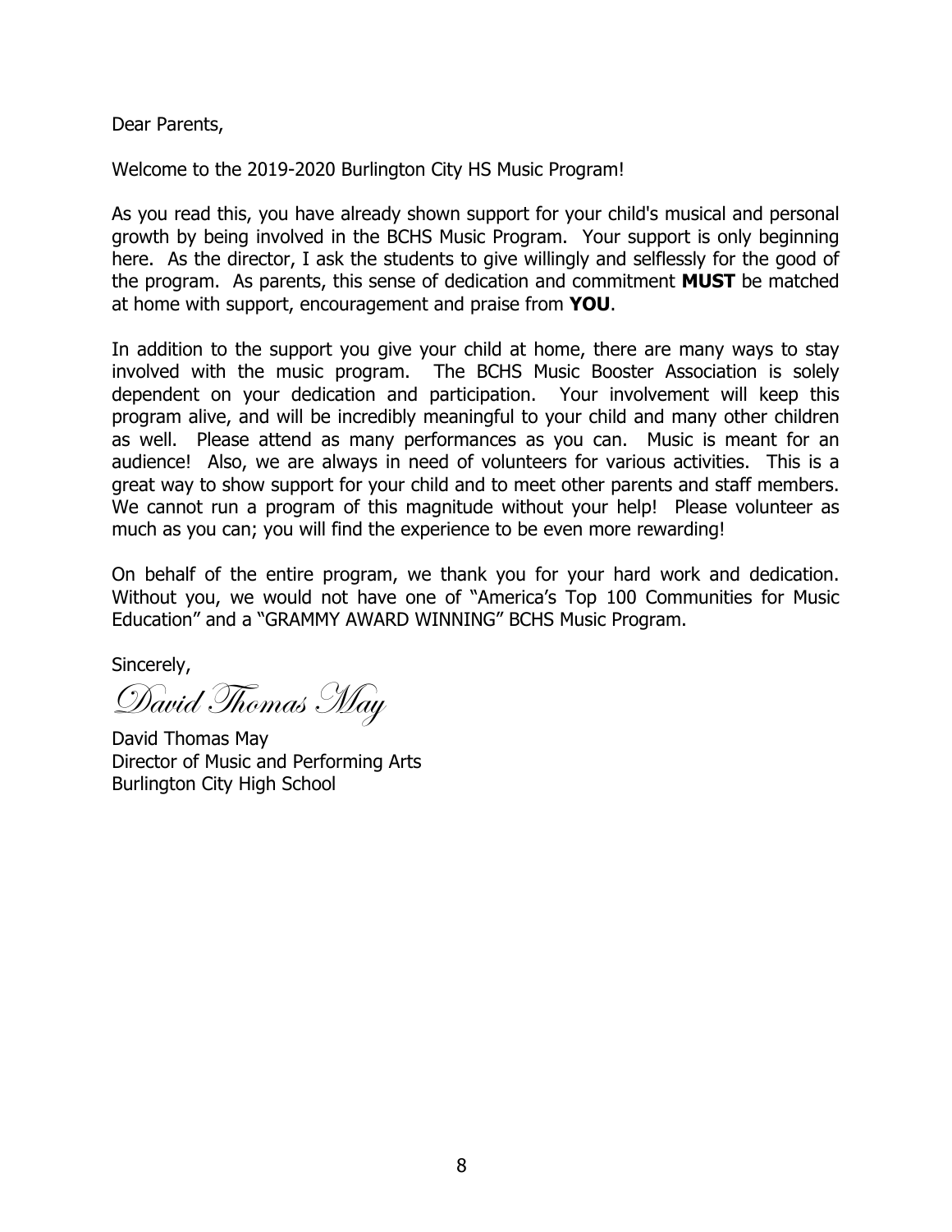Dear Parents,

Welcome to the 2019-2020 Burlington City HS Music Program!

As you read this, you have already shown support for your child's musical and personal growth by being involved in the BCHS Music Program. Your support is only beginning here. As the director, I ask the students to give willingly and selflessly for the good of the program. As parents, this sense of dedication and commitment **MUST** be matched at home with support, encouragement and praise from **YOU**.

In addition to the support you give your child at home, there are many ways to stay involved with the music program. The BCHS Music Booster Association is solely dependent on your dedication and participation. Your involvement will keep this program alive, and will be incredibly meaningful to your child and many other children as well. Please attend as many performances as you can. Music is meant for an audience! Also, we are always in need of volunteers for various activities. This is a great way to show support for your child and to meet other parents and staff members. We cannot run a program of this magnitude without your help! Please volunteer as much as you can; you will find the experience to be even more rewarding!

On behalf of the entire program, we thank you for your hard work and dedication. Without you, we would not have one of "America's Top 100 Communities for Music Education" and a "GRAMMY AWARD WINNING" BCHS Music Program.

Sincerely,

*David Thomas May*

David Thomas May
Director of Music and Performing Arts
Burlington City High School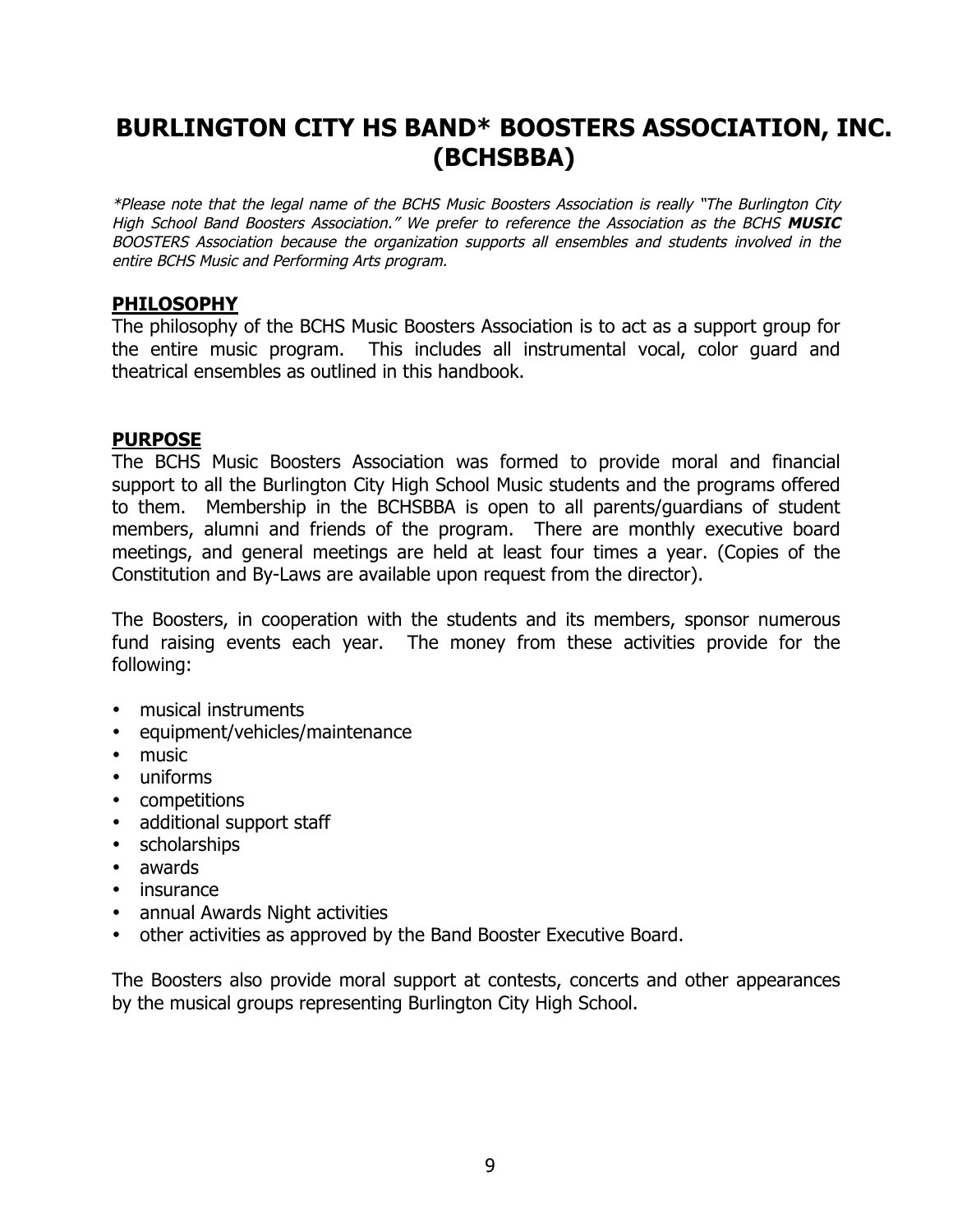# BURLINGTON CITY HS BAND* BOOSTERS ASSOCIATION, INC. (BCHSBBA)

*\*Please note that the legal name of the BCHS Music Boosters Association is really "The Burlington City High School Band Boosters Association." We prefer to reference the Association as the BCHS **MUSIC** BOOSTERS Association because the organization supports all ensembles and students involved in the entire BCHS Music and Performing Arts program.*

## PHILOSOPHY

The philosophy of the BCHS Music Boosters Association is to act as a support group for the entire music program. This includes all instrumental vocal, color guard and theatrical ensembles as outlined in this handbook.

## PURPOSE

The BCHS Music Boosters Association was formed to provide moral and financial support to all the Burlington City High School Music students and the programs offered to them. Membership in the BCHSBBA is open to all parents/guardians of student members, alumni and friends of the program. There are monthly executive board meetings, and general meetings are held at least four times a year. (Copies of the Constitution and By-Laws are available upon request from the director).

The Boosters, in cooperation with the students and its members, sponsor numerous fund raising events each year. The money from these activities provide for the following:

- musical instruments
- equipment/vehicles/maintenance
- music
- uniforms
- competitions
- additional support staff
- scholarships
- awards
- insurance
- annual Awards Night activities
- other activities as approved by the Band Booster Executive Board.

The Boosters also provide moral support at contests, concerts and other appearances by the musical groups representing Burlington City High School.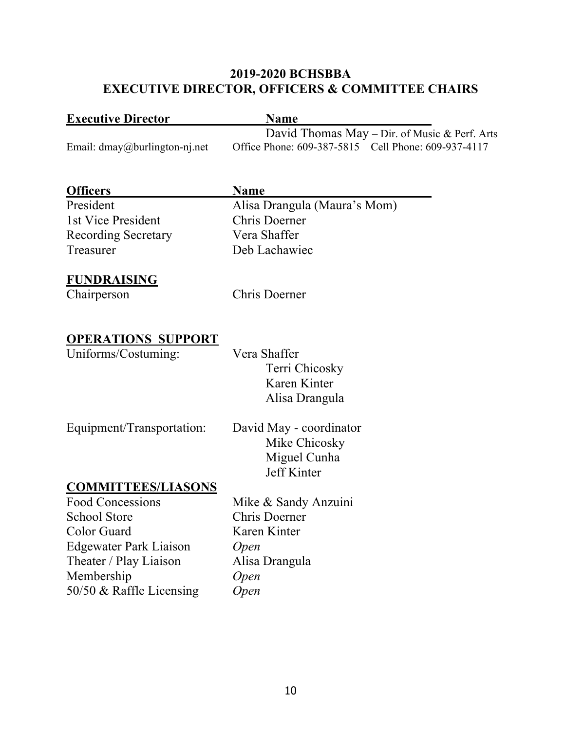## 2019-2020 BCHSBBA
## EXECUTIVE DIRECTOR, OFFICERS & COMMITTEE CHAIRS

| Executive Director | Name |
| --- | --- |
| | David Thomas May – Dir. of Music & Perf. Arts |
| Email: dmay@burlington-nj.net | Office Phone: 609-387-5815 Cell Phone: 609-937-4117 |

| Officers | Name |
| --- | --- |
| President | Alisa Drangula (Maura's Mom) |
| 1st Vice President | Chris Doerner |
| Recording Secretary | Vera Shaffer |
| Treasurer | Deb Lachawiec |

**FUNDRAISING**

| | |
| --- | --- |
| Chairperson | Chris Doerner |

**OPERATIONS SUPPORT**

| | |
| --- | --- |
| Uniforms/Costuming: | Vera Shaffer |
| | Terri Chicosky |
| | Karen Kinter |
| | Alisa Drangula |
| Equipment/Transportation: | David May - coordinator |
| | Mike Chicosky |
| | Miguel Cunha |
| | Jeff Kinter |

**COMMITTEES/LIASONS**

| | |
| --- | --- |
| Food Concessions | Mike & Sandy Anzuini |
| School Store | Chris Doerner |
| Color Guard | Karen Kinter |
| Edgewater Park Liaison | *Open* |
| Theater / Play Liaison | Alisa Drangula |
| Membership | *Open* |
| 50/50 & Raffle Licensing | *Open* |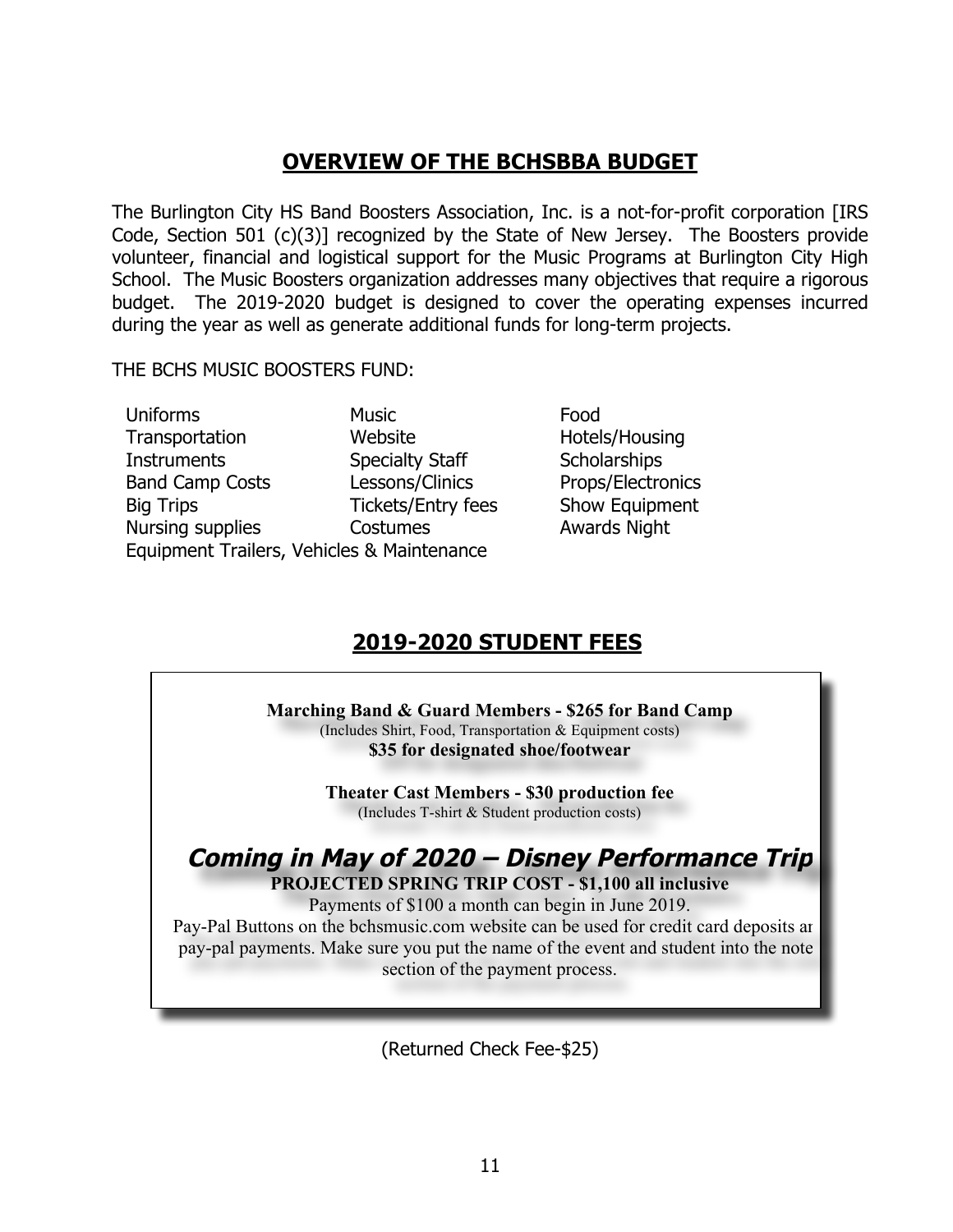## OVERVIEW OF THE BCHSBBA BUDGET

The Burlington City HS Band Boosters Association, Inc. is a not-for-profit corporation [IRS Code, Section 501 (c)(3)] recognized by the State of New Jersey. The Boosters provide volunteer, financial and logistical support for the Music Programs at Burlington City High School. The Music Boosters organization addresses many objectives that require a rigorous budget. The 2019-2020 budget is designed to cover the operating expenses incurred during the year as well as generate additional funds for long-term projects.

THE BCHS MUSIC BOOSTERS FUND:

- Uniforms
- Transportation
- Instruments
- Band Camp Costs
- Big Trips
- Nursing supplies
- Music
- Website
- Specialty Staff
- Lessons/Clinics
- Tickets/Entry fees
- Costumes
- Food
- Hotels/Housing
- Scholarships
- Props/Electronics
- Show Equipment
- Awards Night
- Equipment Trailers, Vehicles & Maintenance

## 2019-2020 STUDENT FEES

**Marching Band & Guard Members - $265 for Band Camp**
(Includes Shirt, Food, Transportation & Equipment costs)
**$35 for designated shoe/footwear**

**Theater Cast Members - $30 production fee**
(Includes T-shirt & Student production costs)

***Coming in May of 2020 – Disney Performance Trip***

**PROJECTED SPRING TRIP COST - $1,100 all inclusive**

Payments of $100 a month can begin in June 2019.
Pay-Pal Buttons on the bchsmusic.com website can be used for credit card deposits an pay-pal payments. Make sure you put the name of the event and student into the note section of the payment process.

(Returned Check Fee-$25)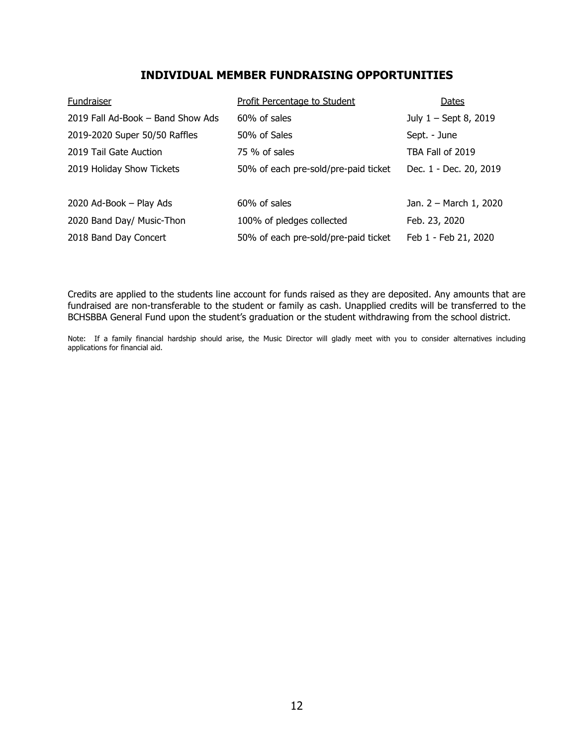## INDIVIDUAL MEMBER FUNDRAISING OPPORTUNITIES

| Fundraiser | Profit Percentage to Student | Dates |
|---|---|---|
| 2019 Fall Ad-Book – Band Show Ads | 60% of sales | July 1 – Sept 8, 2019 |
| 2019-2020 Super 50/50 Raffles | 50% of Sales | Sept. - June |
| 2019 Tail Gate Auction | 75 % of sales | TBA Fall of 2019 |
| 2019 Holiday Show Tickets | 50% of each pre-sold/pre-paid ticket | Dec. 1 - Dec. 20, 2019 |
| | | |
| 2020 Ad-Book – Play Ads | 60% of sales | Jan. 2 – March 1, 2020 |
| 2020 Band Day/ Music-Thon | 100% of pledges collected | Feb. 23, 2020 |
| 2018 Band Day Concert | 50% of each pre-sold/pre-paid ticket | Feb 1 - Feb 21, 2020 |

Credits are applied to the students line account for funds raised as they are deposited. Any amounts that are fundraised are non-transferable to the student or family as cash. Unapplied credits will be transferred to the BCHSBBA General Fund upon the student's graduation or the student withdrawing from the school district.

Note: If a family financial hardship should arise, the Music Director will gladly meet with you to consider alternatives including applications for financial aid.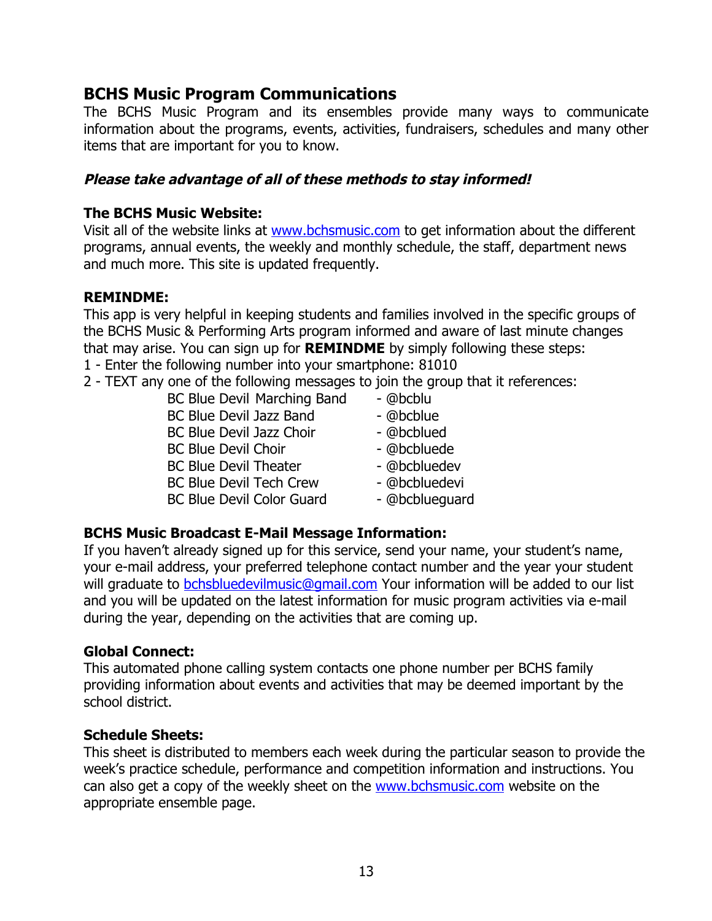## BCHS Music Program Communications

The BCHS Music Program and its ensembles provide many ways to communicate information about the programs, events, activities, fundraisers, schedules and many other items that are important for you to know.

***Please take advantage of all of these methods to stay informed!***

**The BCHS Music Website:**

Visit all of the website links at www.bchsmusic.com to get information about the different programs, annual events, the weekly and monthly schedule, the staff, department news and much more. This site is updated frequently.

**REMINDME:**

This app is very helpful in keeping students and families involved in the specific groups of the BCHS Music & Performing Arts program informed and aware of last minute changes that may arise. You can sign up for **REMINDME** by simply following these steps:

1 - Enter the following number into your smartphone: 81010

2 - TEXT any one of the following messages to join the group that it references:

| | |
|---|---|
| BC Blue Devil Marching Band | - @bcblu |
| BC Blue Devil Jazz Band | - @bcblue |
| BC Blue Devil Jazz Choir | - @bcblued |
| BC Blue Devil Choir | - @bcbluede |
| BC Blue Devil Theater | - @bcbluedev |
| BC Blue Devil Tech Crew | - @bcbluedevi |
| BC Blue Devil Color Guard | - @bcblueguard |

**BCHS Music Broadcast E-Mail Message Information:**

If you haven't already signed up for this service, send your name, your student's name, your e-mail address, your preferred telephone contact number and the year your student will graduate to bchsbluedevilmusic@gmail.com Your information will be added to our list and you will be updated on the latest information for music program activities via e-mail during the year, depending on the activities that are coming up.

**Global Connect:**

This automated phone calling system contacts one phone number per BCHS family providing information about events and activities that may be deemed important by the school district.

**Schedule Sheets:**

This sheet is distributed to members each week during the particular season to provide the week's practice schedule, performance and competition information and instructions. You can also get a copy of the weekly sheet on the www.bchsmusic.com website on the appropriate ensemble page.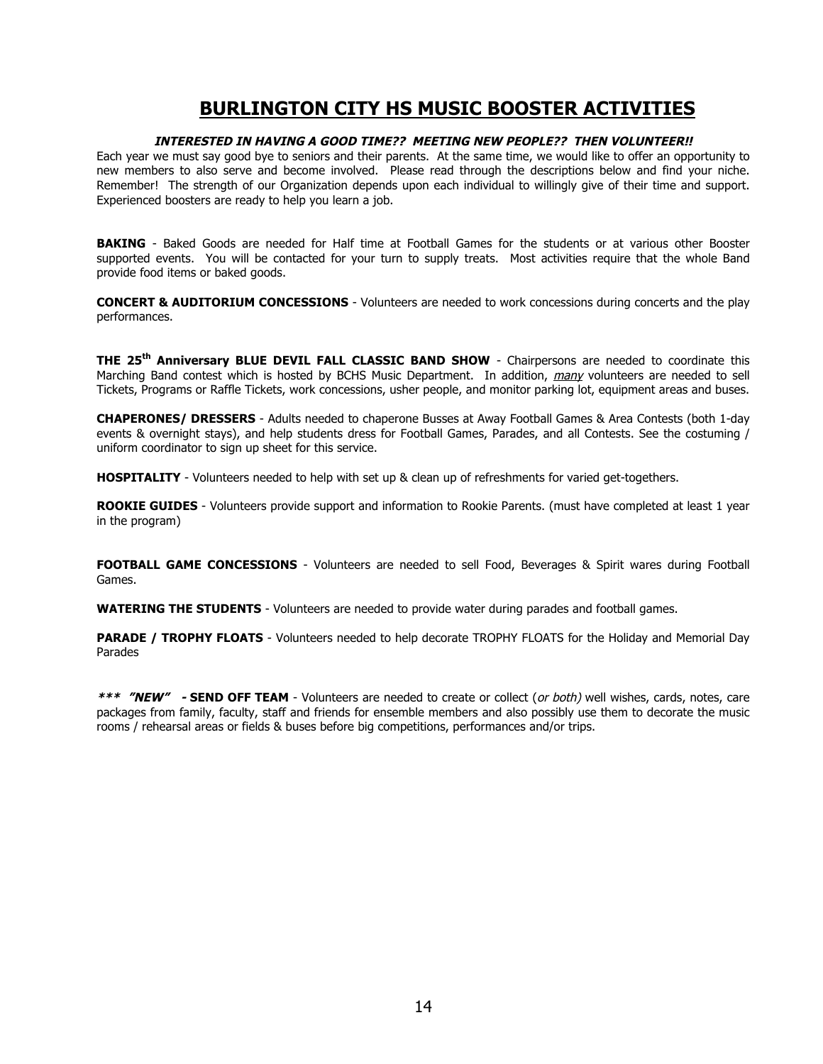# BURLINGTON CITY HS MUSIC BOOSTER ACTIVITIES

***INTERESTED IN HAVING A GOOD TIME?? MEETING NEW PEOPLE?? THEN VOLUNTEER!!***

Each year we must say good bye to seniors and their parents. At the same time, we would like to offer an opportunity to new members to also serve and become involved. Please read through the descriptions below and find your niche. Remember! The strength of our Organization depends upon each individual to willingly give of their time and support. Experienced boosters are ready to help you learn a job.

**BAKING** - Baked Goods are needed for Half time at Football Games for the students or at various other Booster supported events. You will be contacted for your turn to supply treats. Most activities require that the whole Band provide food items or baked goods.

**CONCERT & AUDITORIUM CONCESSIONS** - Volunteers are needed to work concessions during concerts and the play performances.

**THE 25th Anniversary BLUE DEVIL FALL CLASSIC BAND SHOW** - Chairpersons are needed to coordinate this Marching Band contest which is hosted by BCHS Music Department. In addition, *many* volunteers are needed to sell Tickets, Programs or Raffle Tickets, work concessions, usher people, and monitor parking lot, equipment areas and buses.

**CHAPERONES/ DRESSERS** - Adults needed to chaperone Busses at Away Football Games & Area Contests (both 1-day events & overnight stays), and help students dress for Football Games, Parades, and all Contests. See the costuming / uniform coordinator to sign up sheet for this service.

**HOSPITALITY** - Volunteers needed to help with set up & clean up of refreshments for varied get-togethers.

**ROOKIE GUIDES** - Volunteers provide support and information to Rookie Parents. (must have completed at least 1 year in the program)

**FOOTBALL GAME CONCESSIONS** - Volunteers are needed to sell Food, Beverages & Spirit wares during Football Games.

**WATERING THE STUDENTS** - Volunteers are needed to provide water during parades and football games.

**PARADE / TROPHY FLOATS** - Volunteers needed to help decorate TROPHY FLOATS for the Holiday and Memorial Day Parades

***\*\*\* "NEW" - SEND OFF TEAM*** - Volunteers are needed to create or collect (*or both)* well wishes, cards, notes, care packages from family, faculty, staff and friends for ensemble members and also possibly use them to decorate the music rooms / rehearsal areas or fields & buses before big competitions, performances and/or trips.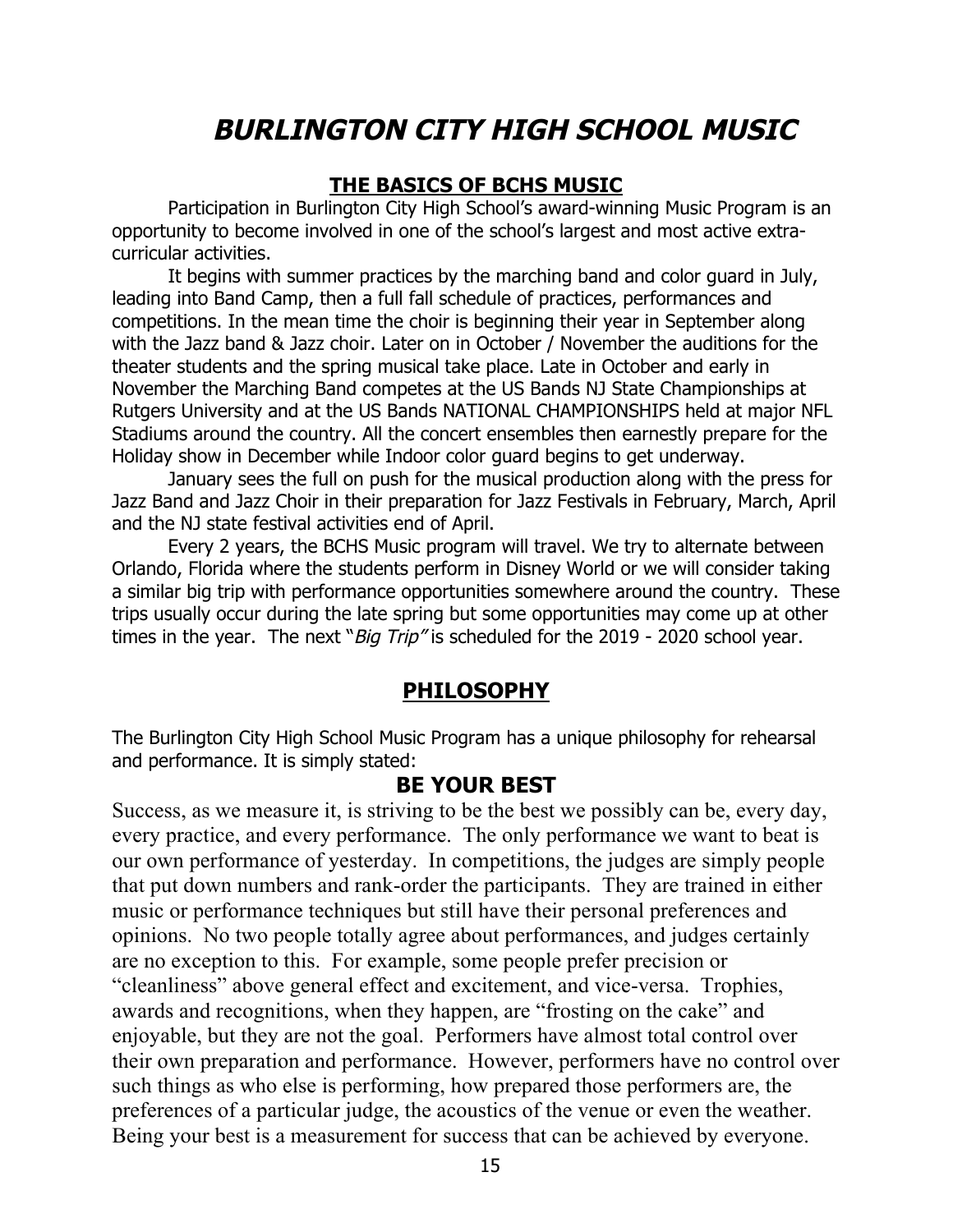# *BURLINGTON CITY HIGH SCHOOL MUSIC*

## THE BASICS OF BCHS MUSIC

Participation in Burlington City High School's award-winning Music Program is an opportunity to become involved in one of the school's largest and most active extra-curricular activities.

It begins with summer practices by the marching band and color guard in July, leading into Band Camp, then a full fall schedule of practices, performances and competitions. In the mean time the choir is beginning their year in September along with the Jazz band & Jazz choir. Later on in October / November the auditions for the theater students and the spring musical take place. Late in October and early in November the Marching Band competes at the US Bands NJ State Championships at Rutgers University and at the US Bands NATIONAL CHAMPIONSHIPS held at major NFL Stadiums around the country. All the concert ensembles then earnestly prepare for the Holiday show in December while Indoor color guard begins to get underway.

January sees the full on push for the musical production along with the press for Jazz Band and Jazz Choir in their preparation for Jazz Festivals in February, March, April and the NJ state festival activities end of April.

Every 2 years, the BCHS Music program will travel. We try to alternate between Orlando, Florida where the students perform in Disney World or we will consider taking a similar big trip with performance opportunities somewhere around the country. These trips usually occur during the late spring but some opportunities may come up at other times in the year. The next "*Big Trip"* is scheduled for the 2019 - 2020 school year.

## PHILOSOPHY

The Burlington City High School Music Program has a unique philosophy for rehearsal and performance. It is simply stated:

### BE YOUR BEST

Success, as we measure it, is striving to be the best we possibly can be, every day, every practice, and every performance. The only performance we want to beat is our own performance of yesterday. In competitions, the judges are simply people that put down numbers and rank-order the participants. They are trained in either music or performance techniques but still have their personal preferences and opinions. No two people totally agree about performances, and judges certainly are no exception to this. For example, some people prefer precision or "cleanliness" above general effect and excitement, and vice-versa. Trophies, awards and recognitions, when they happen, are "frosting on the cake" and enjoyable, but they are not the goal. Performers have almost total control over their own preparation and performance. However, performers have no control over such things as who else is performing, how prepared those performers are, the preferences of a particular judge, the acoustics of the venue or even the weather. Being your best is a measurement for success that can be achieved by everyone.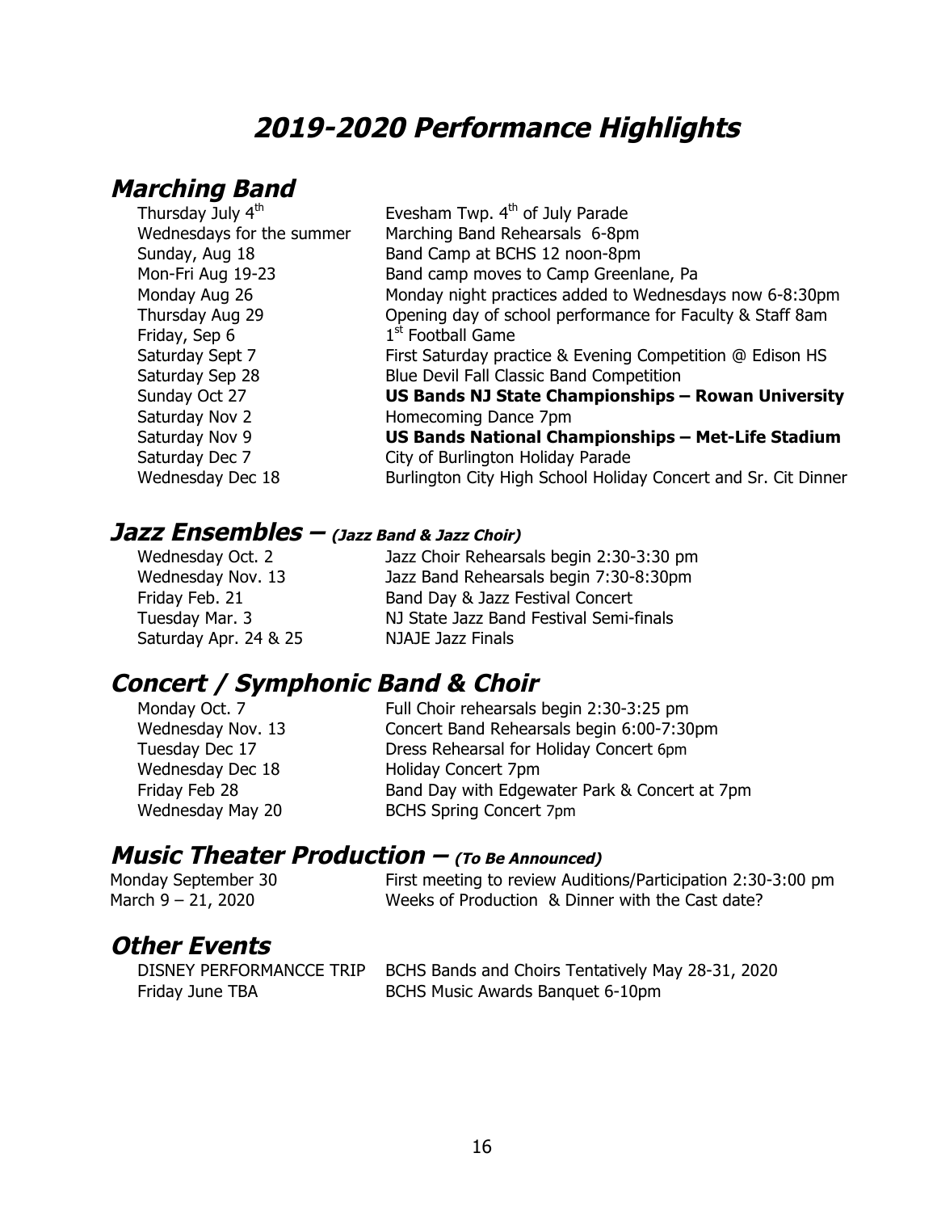# *2019-2020 Performance Highlights*

## *Marching Band*

| | |
|---|---|
| Thursday July 4th | Evesham Twp. 4th of July Parade |
| Wednesdays for the summer | Marching Band Rehearsals 6-8pm |
| Sunday, Aug 18 | Band Camp at BCHS 12 noon-8pm |
| Mon-Fri Aug 19-23 | Band camp moves to Camp Greenlane, Pa |
| Monday Aug 26 | Monday night practices added to Wednesdays now 6-8:30pm |
| Thursday Aug 29 | Opening day of school performance for Faculty & Staff 8am |
| Friday, Sep 6 | 1st Football Game |
| Saturday Sept 7 | First Saturday practice & Evening Competition @ Edison HS |
| Saturday Sep 28 | Blue Devil Fall Classic Band Competition |
| Sunday Oct 27 | **US Bands NJ State Championships – Rowan University** |
| Saturday Nov 2 | Homecoming Dance 7pm |
| Saturday Nov 9 | **US Bands National Championships – Met-Life Stadium** |
| Saturday Dec 7 | City of Burlington Holiday Parade |
| Wednesday Dec 18 | Burlington City High School Holiday Concert and Sr. Cit Dinner |

## *Jazz Ensembles – (Jazz Band & Jazz Choir)*

| | |
|---|---|
| Wednesday Oct. 2 | Jazz Choir Rehearsals begin 2:30-3:30 pm |
| Wednesday Nov. 13 | Jazz Band Rehearsals begin 7:30-8:30pm |
| Friday Feb. 21 | Band Day & Jazz Festival Concert |
| Tuesday Mar. 3 | NJ State Jazz Band Festival Semi-finals |
| Saturday Apr. 24 & 25 | NJAJE Jazz Finals |

## *Concert / Symphonic Band & Choir*

| | |
|---|---|
| Monday Oct. 7 | Full Choir rehearsals begin 2:30-3:25 pm |
| Wednesday Nov. 13 | Concert Band Rehearsals begin 6:00-7:30pm |
| Tuesday Dec 17 | Dress Rehearsal for Holiday Concert 6pm |
| Wednesday Dec 18 | Holiday Concert 7pm |
| Friday Feb 28 | Band Day with Edgewater Park & Concert at 7pm |
| Wednesday May 20 | BCHS Spring Concert 7pm |

## *Music Theater Production – (To Be Announced)*

| | |
|---|---|
| Monday September 30 | First meeting to review Auditions/Participation 2:30-3:00 pm |
| March 9 – 21, 2020 | Weeks of Production & Dinner with the Cast date? |

## *Other Events*

| | |
|---|---|
| DISNEY PERFORMANCCE TRIP | BCHS Bands and Choirs Tentatively May 28-31, 2020 |
| Friday June TBA | BCHS Music Awards Banquet 6-10pm |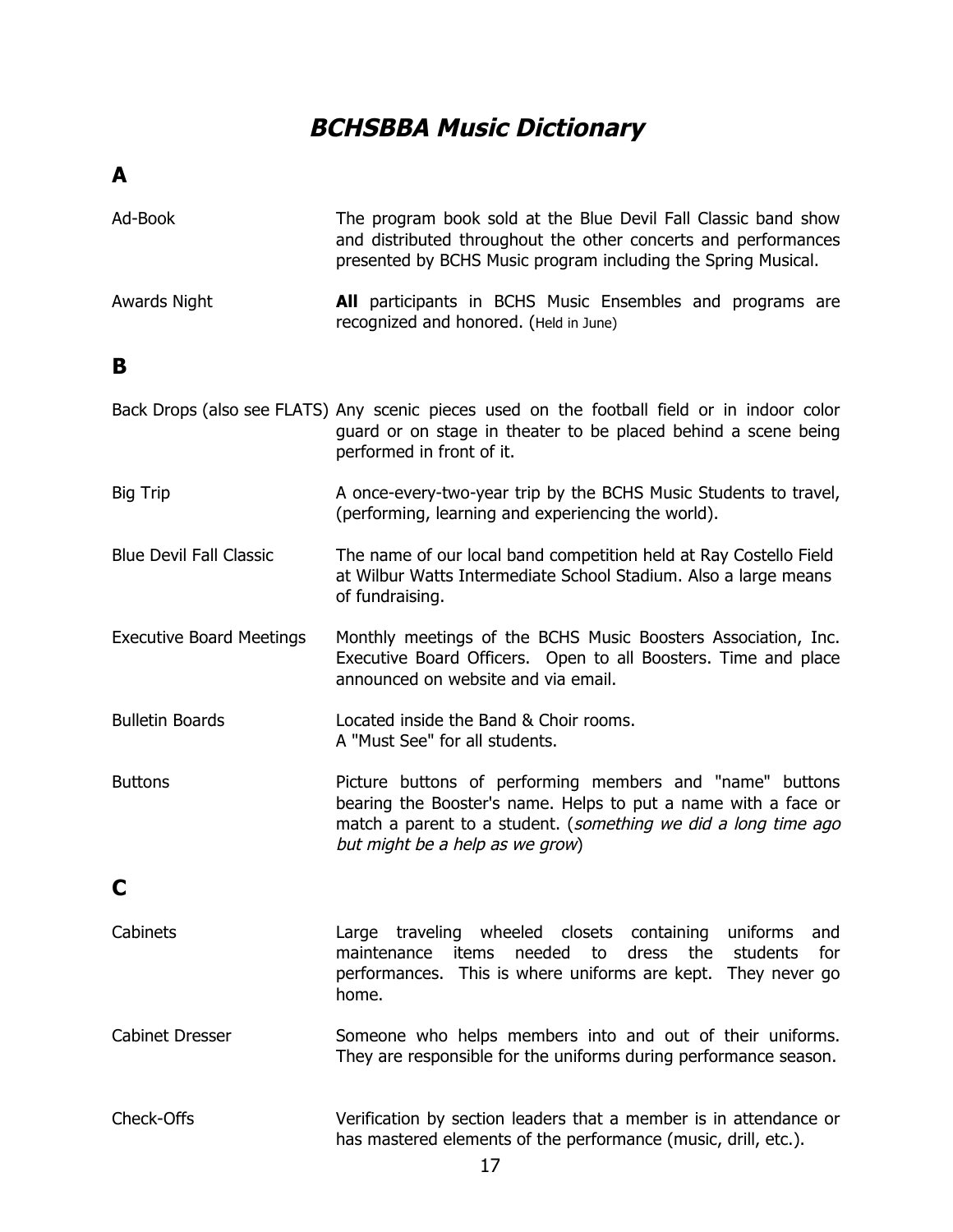# BCHSBBA Music Dictionary

## A

| | |
|---|---|
| Ad-Book | The program book sold at the Blue Devil Fall Classic band show and distributed throughout the other concerts and performances presented by BCHS Music program including the Spring Musical. |
| Awards Night | **All** participants in BCHS Music Ensembles and programs are recognized and honored. (Held in June) |

## B

| | |
|---|---|
| Back Drops (also see FLATS) | Any scenic pieces used on the football field or in indoor color guard or on stage in theater to be placed behind a scene being performed in front of it. |
| Big Trip | A once-every-two-year trip by the BCHS Music Students to travel, (performing, learning and experiencing the world). |
| Blue Devil Fall Classic | The name of our local band competition held at Ray Costello Field at Wilbur Watts Intermediate School Stadium. Also a large means of fundraising. |
| Executive Board Meetings | Monthly meetings of the BCHS Music Boosters Association, Inc. Executive Board Officers. Open to all Boosters. Time and place announced on website and via email. |
| Bulletin Boards | Located inside the Band & Choir rooms. A "Must See" for all students. |
| Buttons | Picture buttons of performing members and "name" buttons bearing the Booster's name. Helps to put a name with a face or match a parent to a student. (*something we did a long time ago but might be a help as we grow*) |

## C

| | |
|---|---|
| Cabinets | Large traveling wheeled closets containing uniforms and maintenance items needed to dress the students for performances. This is where uniforms are kept. They never go home. |
| Cabinet Dresser | Someone who helps members into and out of their uniforms. They are responsible for the uniforms during performance season. |
| Check-Offs | Verification by section leaders that a member is in attendance or has mastered elements of the performance (music, drill, etc.). |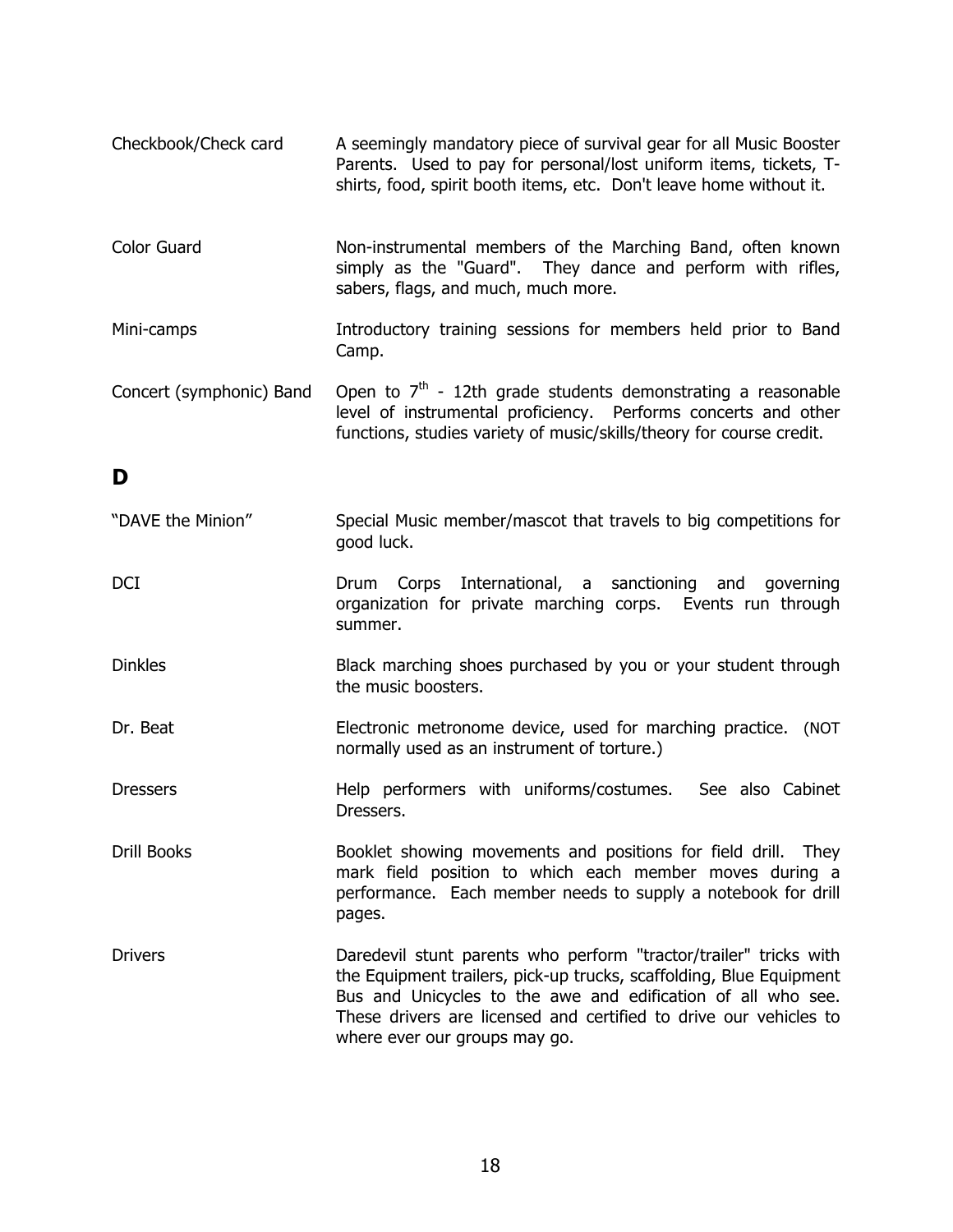| | |
|---|---|
| Checkbook/Check card | A seemingly mandatory piece of survival gear for all Music Booster Parents. Used to pay for personal/lost uniform items, tickets, T-shirts, food, spirit booth items, etc. Don't leave home without it. |
| Color Guard | Non-instrumental members of the Marching Band, often known simply as the "Guard". They dance and perform with rifles, sabers, flags, and much, much more. |
| Mini-camps | Introductory training sessions for members held prior to Band Camp. |
| Concert (symphonic) Band | Open to 7th - 12th grade students demonstrating a reasonable level of instrumental proficiency. Performs concerts and other functions, studies variety of music/skills/theory for course credit. |

## D

| | |
|---|---|
| "DAVE the Minion" | Special Music member/mascot that travels to big competitions for good luck. |
| DCI | Drum Corps International, a sanctioning and governing organization for private marching corps. Events run through summer. |
| Dinkles | Black marching shoes purchased by you or your student through the music boosters. |
| Dr. Beat | Electronic metronome device, used for marching practice. (NOT normally used as an instrument of torture.) |
| Dressers | Help performers with uniforms/costumes. See also Cabinet Dressers. |
| Drill Books | Booklet showing movements and positions for field drill. They mark field position to which each member moves during a performance. Each member needs to supply a notebook for drill pages. |
| Drivers | Daredevil stunt parents who perform "tractor/trailer" tricks with the Equipment trailers, pick-up trucks, scaffolding, Blue Equipment Bus and Unicycles to the awe and edification of all who see. These drivers are licensed and certified to drive our vehicles to where ever our groups may go. |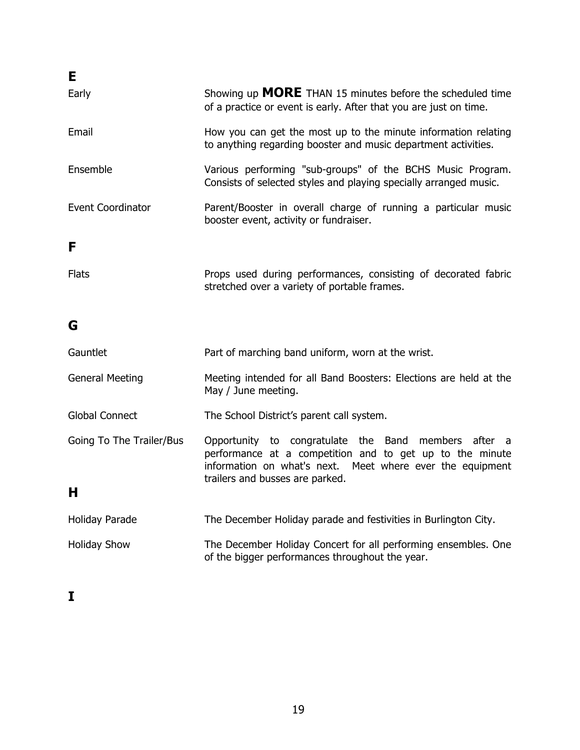## E

| | |
|---|---|
| Early | Showing up **MORE** THAN 15 minutes before the scheduled time of a practice or event is early. After that you are just on time. |
| Email | How you can get the most up to the minute information relating to anything regarding booster and music department activities. |
| Ensemble | Various performing "sub-groups" of the BCHS Music Program. Consists of selected styles and playing specially arranged music. |
| Event Coordinator | Parent/Booster in overall charge of running a particular music booster event, activity or fundraiser. |

## F

| | |
|---|---|
| Flats | Props used during performances, consisting of decorated fabric stretched over a variety of portable frames. |

## G

| | |
|---|---|
| Gauntlet | Part of marching band uniform, worn at the wrist. |
| General Meeting | Meeting intended for all Band Boosters: Elections are held at the May / June meeting. |
| Global Connect | The School District's parent call system. |
| Going To The Trailer/Bus | Opportunity to congratulate the Band members after a performance at a competition and to get up to the minute information on what's next. Meet where ever the equipment trailers and busses are parked. |

## H

| | |
|---|---|
| Holiday Parade | The December Holiday parade and festivities in Burlington City. |
| Holiday Show | The December Holiday Concert for all performing ensembles. One of the bigger performances throughout the year. |

## I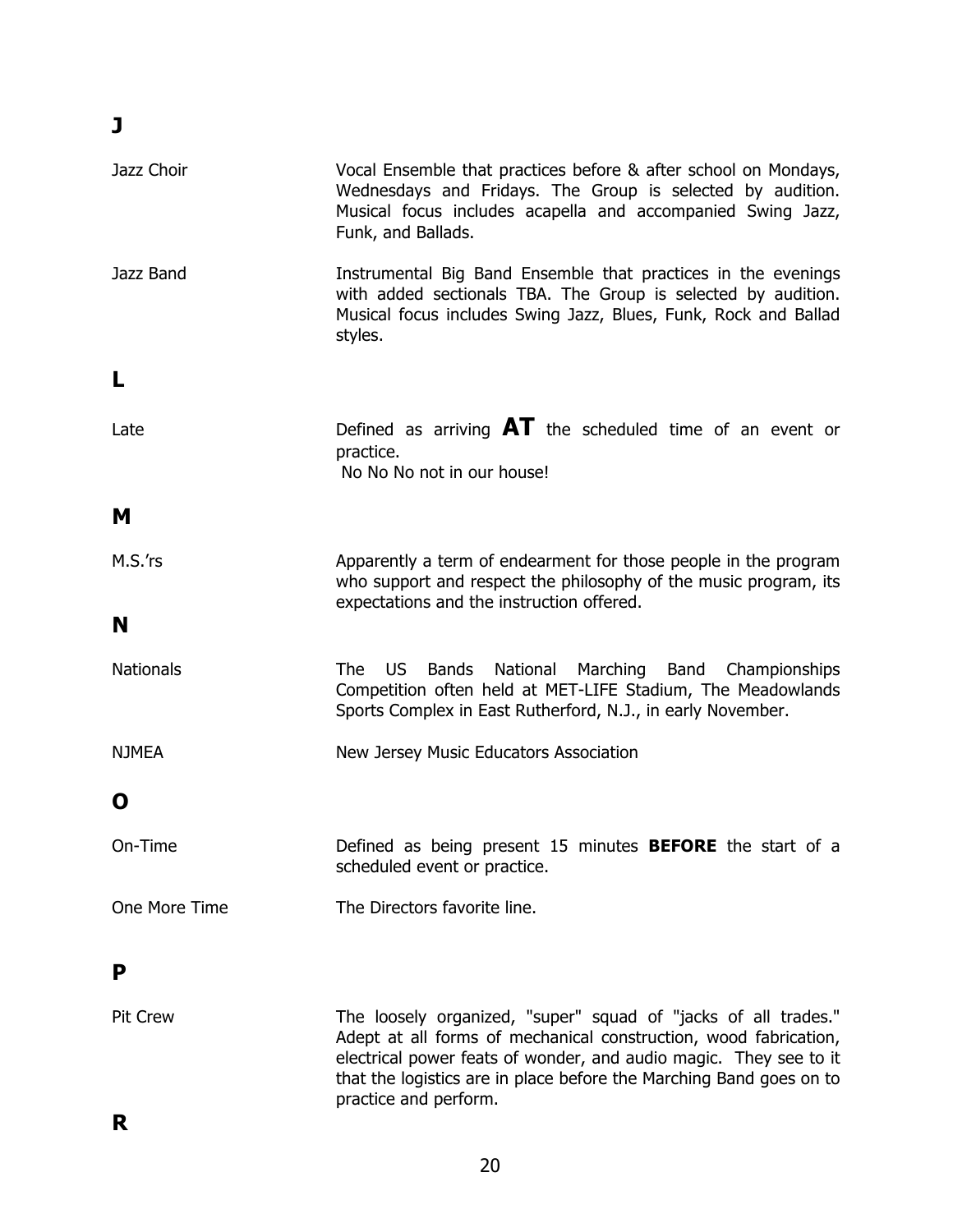## J

| | |
|---|---|
| Jazz Choir | Vocal Ensemble that practices before & after school on Mondays, Wednesdays and Fridays. The Group is selected by audition. Musical focus includes acapella and accompanied Swing Jazz, Funk, and Ballads. |
| Jazz Band | Instrumental Big Band Ensemble that practices in the evenings with added sectionals TBA. The Group is selected by audition. Musical focus includes Swing Jazz, Blues, Funk, Rock and Ballad styles. |

## L

| | |
|---|---|
| Late | Defined as arriving **AT** the scheduled time of an event or practice. No No No not in our house! |

## M

| | |
|---|---|
| M.S.'rs | Apparently a term of endearment for those people in the program who support and respect the philosophy of the music program, its expectations and the instruction offered. |

## N

| | |
|---|---|
| Nationals | The US Bands National Marching Band Championships Competition often held at MET-LIFE Stadium, The Meadowlands Sports Complex in East Rutherford, N.J., in early November. |
| NJMEA | New Jersey Music Educators Association |

## O

| | |
|---|---|
| On-Time | Defined as being present 15 minutes **BEFORE** the start of a scheduled event or practice. |
| One More Time | The Directors favorite line. |

## P

| | |
|---|---|
| Pit Crew | The loosely organized, "super" squad of "jacks of all trades." Adept at all forms of mechanical construction, wood fabrication, electrical power feats of wonder, and audio magic. They see to it that the logistics are in place before the Marching Band goes on to practice and perform. |

## R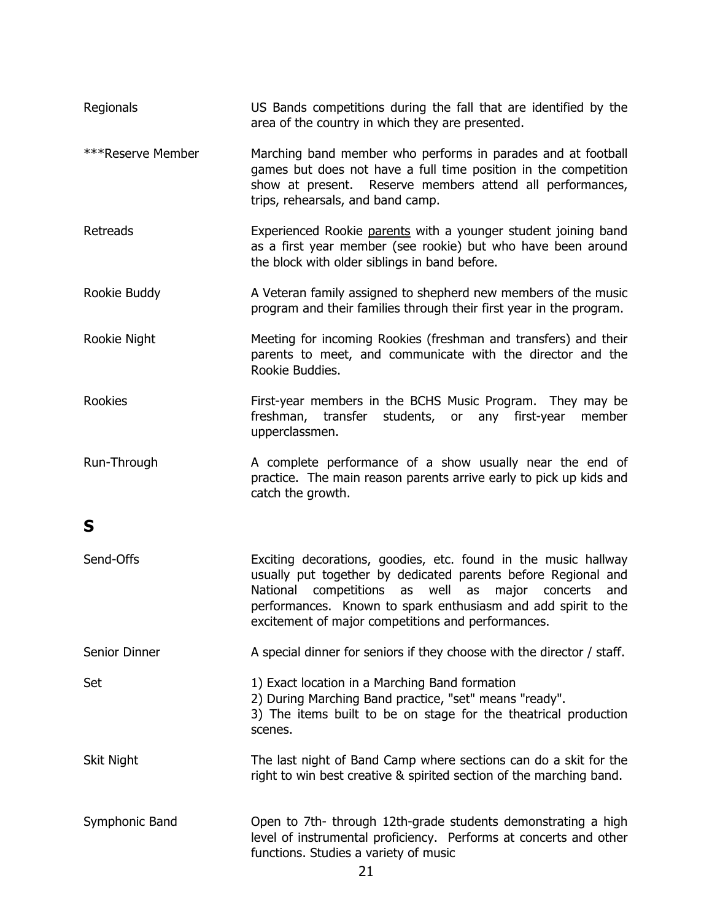| | |
|---|---|
| Regionals | US Bands competitions during the fall that are identified by the area of the country in which they are presented. |
| ***Reserve Member | Marching band member who performs in parades and at football games but does not have a full time position in the competition show at present. Reserve members attend all performances, trips, rehearsals, and band camp. |
| Retreads | Experienced Rookie parents with a younger student joining band as a first year member (see rookie) but who have been around the block with older siblings in band before. |
| Rookie Buddy | A Veteran family assigned to shepherd new members of the music program and their families through their first year in the program. |
| Rookie Night | Meeting for incoming Rookies (freshman and transfers) and their parents to meet, and communicate with the director and the Rookie Buddies. |
| Rookies | First-year members in the BCHS Music Program. They may be freshman, transfer students, or any first-year member upperclassmen. |
| Run-Through | A complete performance of a show usually near the end of practice. The main reason parents arrive early to pick up kids and catch the growth. |

## S

| | |
|---|---|
| Send-Offs | Exciting decorations, goodies, etc. found in the music hallway usually put together by dedicated parents before Regional and National competitions as well as major concerts and performances. Known to spark enthusiasm and add spirit to the excitement of major competitions and performances. |
| Senior Dinner | A special dinner for seniors if they choose with the director / staff. |
| Set | 1) Exact location in a Marching Band formation<br>2) During Marching Band practice, "set" means "ready".<br>3) The items built to be on stage for the theatrical production scenes. |
| Skit Night | The last night of Band Camp where sections can do a skit for the right to win best creative & spirited section of the marching band. |
| Symphonic Band | Open to 7th- through 12th-grade students demonstrating a high level of instrumental proficiency. Performs at concerts and other functions. Studies a variety of music |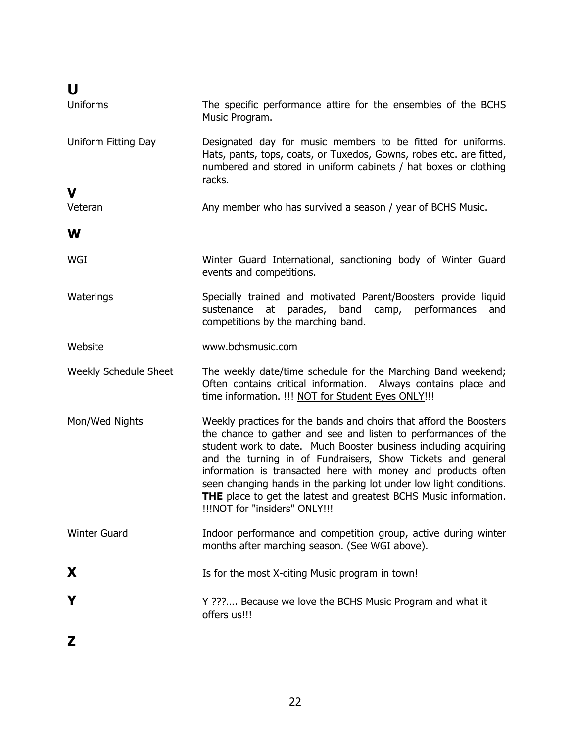## U

| | |
|---|---|
| Uniforms | The specific performance attire for the ensembles of the BCHS Music Program. |
| Uniform Fitting Day | Designated day for music members to be fitted for uniforms. Hats, pants, tops, coats, or Tuxedos, Gowns, robes etc. are fitted, numbered and stored in uniform cabinets / hat boxes or clothing racks. |

## V

| | |
|---|---|
| Veteran | Any member who has survived a season / year of BCHS Music. |

## W

| | |
|---|---|
| WGI | Winter Guard International, sanctioning body of Winter Guard events and competitions. |
| Waterings | Specially trained and motivated Parent/Boosters provide liquid sustenance at parades, band camp, performances and competitions by the marching band. |
| Website | www.bchsmusic.com |
| Weekly Schedule Sheet | The weekly date/time schedule for the Marching Band weekend; Often contains critical information. Always contains place and time information. !!! <u>NOT for Student Eyes ONLY</u>!!! |
| Mon/Wed Nights | Weekly practices for the bands and choirs that afford the Boosters the chance to gather and see and listen to performances of the student work to date. Much Booster business including acquiring and the turning in of Fundraisers, Show Tickets and general information is transacted here with money and products often seen changing hands in the parking lot under low light conditions. **THE** place to get the latest and greatest BCHS Music information. !!!<u>NOT for "insiders" ONLY</u>!!! |
| Winter Guard | Indoor performance and competition group, active during winter months after marching season. (See WGI above). |

## X

Is for the most X-citing Music program in town!

## Y

Y ???…. Because we love the BCHS Music Program and what it offers us!!!

## Z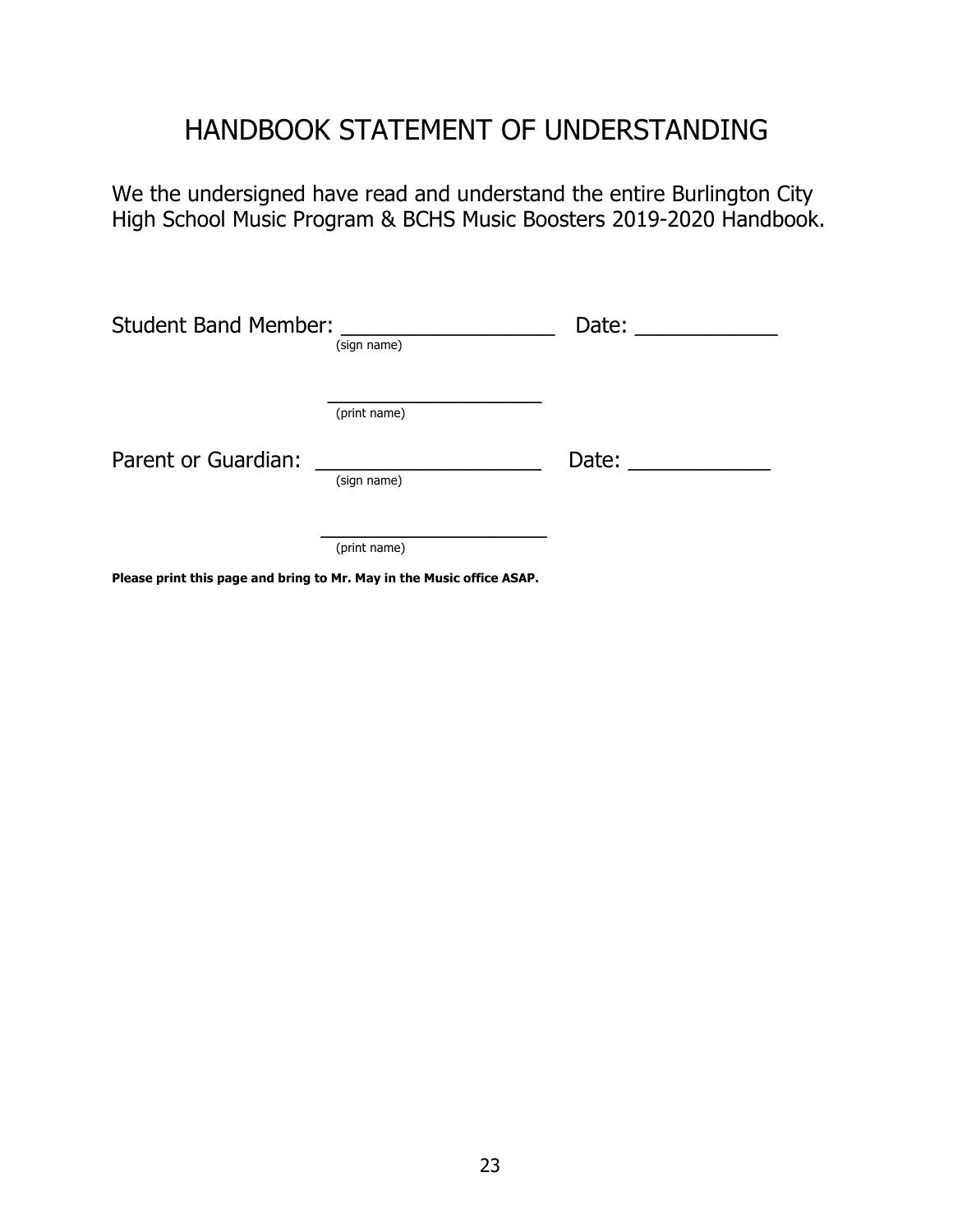# HANDBOOK STATEMENT OF UNDERSTANDING

We the undersigned have read and understand the entire Burlington City High School Music Program & BCHS Music Boosters 2019-2020 Handbook.

Student Band Member: ___________________ Date: _____________
(sign name)

___________________
(print name)

Parent or Guardian: ___________________ Date: _____________
(sign name)

___________________
(print name)

**Please print this page and bring to Mr. May in the Music office ASAP.**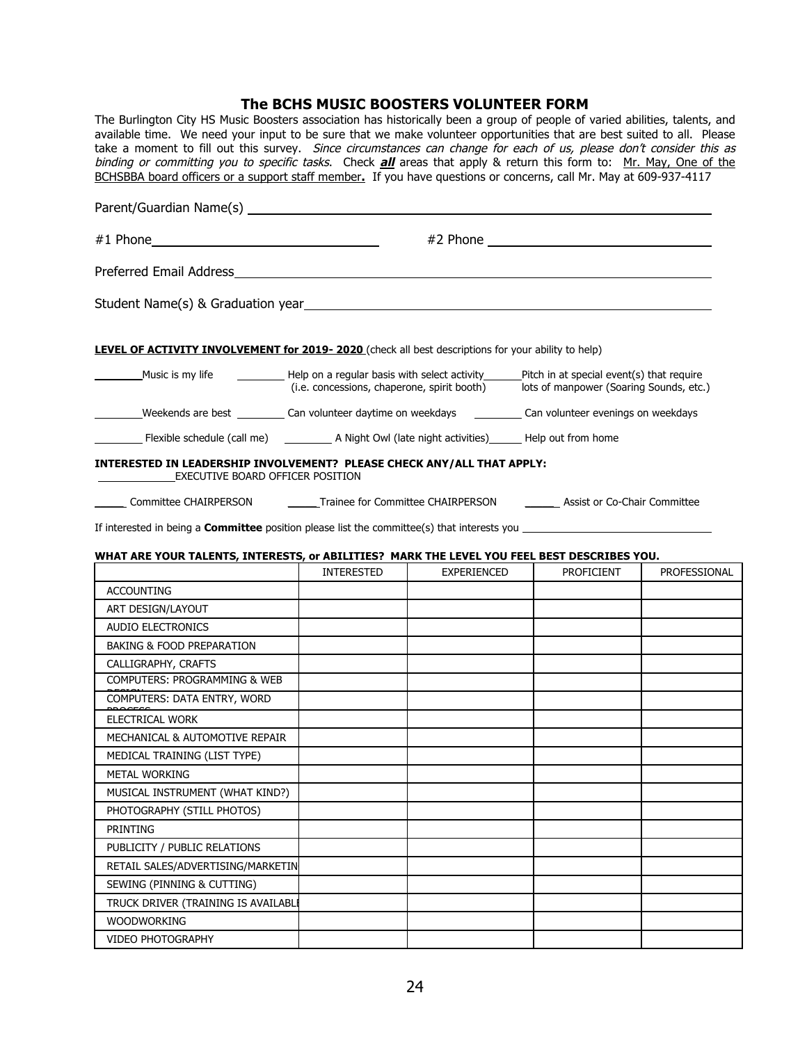## The BCHS MUSIC BOOSTERS VOLUNTEER FORM

The Burlington City HS Music Boosters association has historically been a group of people of varied abilities, talents, and available time. We need your input to be sure that we make volunteer opportunities that are best suited to all. Please take a moment to fill out this survey. *Since circumstances can change for each of us, please don't consider this as binding or committing you to specific tasks.* Check ***all*** areas that apply & return this form to: Mr. May, One of the BCHSBBA board officers or a support staff member**.** If you have questions or concerns, call Mr. May at 609-937-4117

Parent/Guardian Name(s) ______________________________

#1 Phone ______________________ #2 Phone ______________________

Preferred Email Address ______________________________

Student Name(s) & Graduation year ______________________________

**LEVEL OF ACTIVITY INVOLVEMENT for 2019- 2020** (check all best descriptions for your ability to help)

________ Music is my life ________ Help on a regular basis with select activity (i.e. concessions, chaperone, spirit booth) ______ Pitch in at special event(s) that require lots of manpower (Soaring Sounds, etc.)

________ Weekends are best ________ Can volunteer daytime on weekdays ________ Can volunteer evenings on weekdays

________ Flexible schedule (call me) ________ A Night Owl (late night activities) ______ Help out from home

**INTERESTED IN LEADERSHIP INVOLVEMENT? PLEASE CHECK ANY/ALL THAT APPLY:**

____________ EXECUTIVE BOARD OFFICER POSITION

_____ Committee CHAIRPERSON _____ Trainee for Committee CHAIRPERSON ______ Assist or Co-Chair Committee

If interested in being a **Committee** position please list the committee(s) that interests you ______________________

**WHAT ARE YOUR TALENTS, INTERESTS, or ABILITIES? MARK THE LEVEL YOU FEEL BEST DESCRIBES YOU.**

| | INTERESTED | EXPERIENCED | PROFICIENT | PROFESSIONAL |
|---|---|---|---|---|
| ACCOUNTING | | | | |
| ART DESIGN/LAYOUT | | | | |
| AUDIO ELECTRONICS | | | | |
| BAKING & FOOD PREPARATION | | | | |
| CALLIGRAPHY, CRAFTS | | | | |
| COMPUTERS: PROGRAMMING & WEB DESIGN | | | | |
| COMPUTERS: DATA ENTRY, WORD PROCESS | | | | |
| ELECTRICAL WORK | | | | |
| MECHANICAL & AUTOMOTIVE REPAIR | | | | |
| MEDICAL TRAINING (LIST TYPE) | | | | |
| METAL WORKING | | | | |
| MUSICAL INSTRUMENT (WHAT KIND?) | | | | |
| PHOTOGRAPHY (STILL PHOTOS) | | | | |
| PRINTING | | | | |
| PUBLICITY / PUBLIC RELATIONS | | | | |
| RETAIL SALES/ADVERTISING/MARKETIN | | | | |
| SEWING (PINNING & CUTTING) | | | | |
| TRUCK DRIVER (TRAINING IS AVAILABL | | | | |
| WOODWORKING | | | | |
| VIDEO PHOTOGRAPHY | | | | |